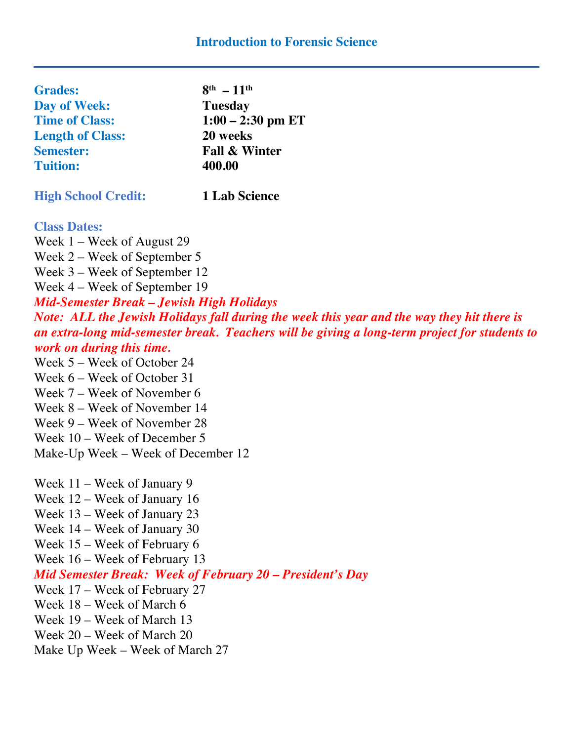# Introduction to Forensic Science

| | |
|---|---|
| **Grades:** | **8th – 11th** |
| **Day of Week:** | **Tuesday** |
| **Time of Class:** | **1:00 – 2:30 pm ET** |
| **Length of Class:** | **20 weeks** |
| **Semester:** | **Fall & Winter** |
| **Tuition:** | **400.00** |

**High School Credit:** **1 Lab Science**

**Class Dates:**

Week 1 – Week of August 29
Week 2 – Week of September 5
Week 3 – Week of September 12
Week 4 – Week of September 19
***Mid-Semester Break – Jewish High Holidays***
***Note: ALL the Jewish Holidays fall during the week this year and the way they hit there is an extra-long mid-semester break. Teachers will be giving a long-term project for students to work on during this time.***
Week 5 – Week of October 24
Week 6 – Week of October 31
Week 7 – Week of November 6
Week 8 – Week of November 14
Week 9 – Week of November 28
Week 10 – Week of December 5
Make-Up Week – Week of December 12

Week 11 – Week of January 9
Week 12 – Week of January 16
Week 13 – Week of January 23
Week 14 – Week of January 30
Week 15 – Week of February 6
Week 16 – Week of February 13
***Mid Semester Break: Week of February 20 – President's Day***
Week 17 – Week of February 27
Week 18 – Week of March 6
Week 19 – Week of March 13
Week 20 – Week of March 20
Make Up Week – Week of March 27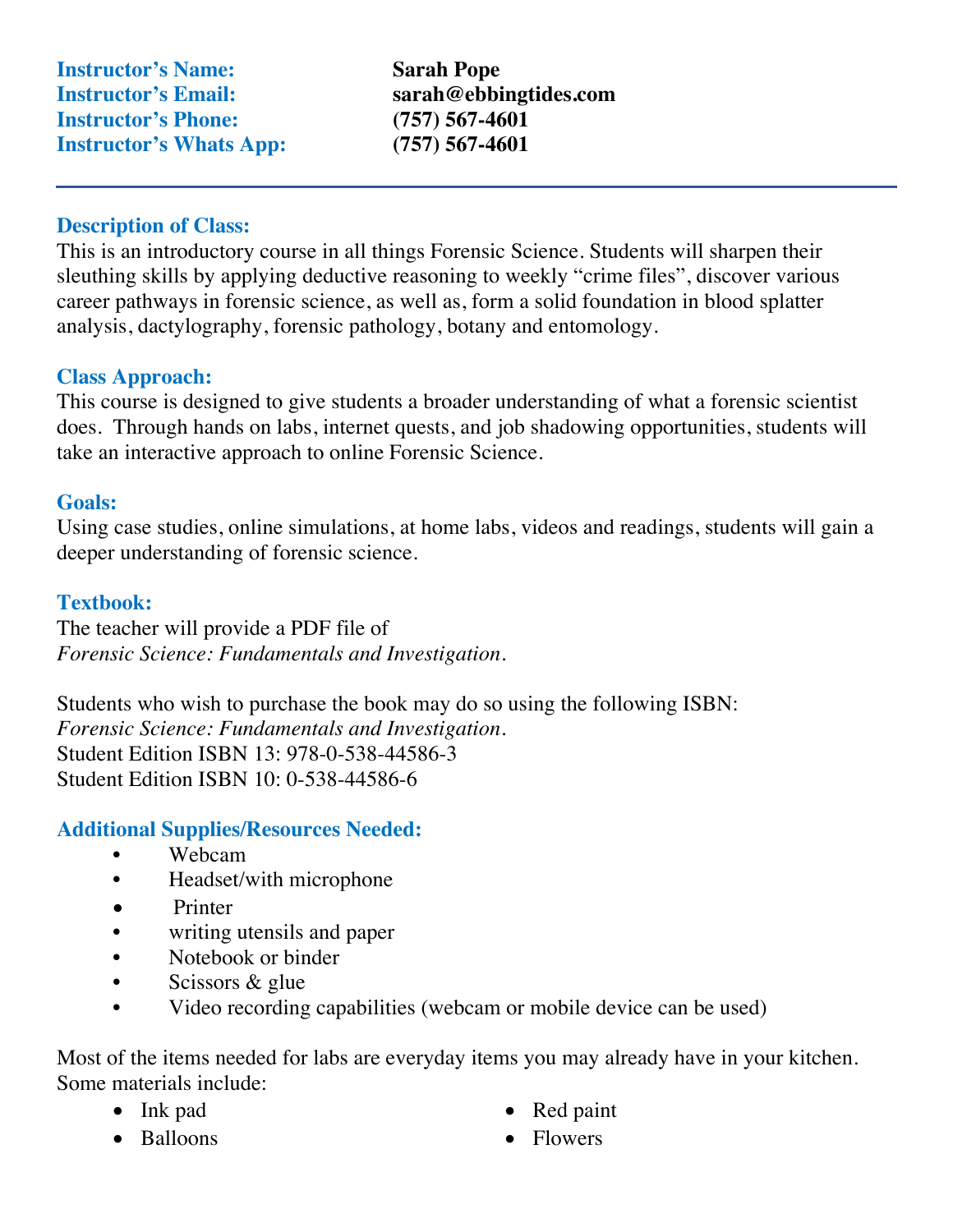**Instructor's Name:** **Sarah Pope**
**Instructor's Email:** **sarah@ebbingtides.com**
**Instructor's Phone:** **(757) 567-4601**
**Instructor's Whats App:** **(757) 567-4601**

---

### Description of Class:

This is an introductory course in all things Forensic Science. Students will sharpen their sleuthing skills by applying deductive reasoning to weekly "crime files", discover various career pathways in forensic science, as well as, form a solid foundation in blood splatter analysis, dactylography, forensic pathology, botany and entomology.

### Class Approach:

This course is designed to give students a broader understanding of what a forensic scientist does. Through hands on labs, internet quests, and job shadowing opportunities, students will take an interactive approach to online Forensic Science.

### Goals:

Using case studies, online simulations, at home labs, videos and readings, students will gain a deeper understanding of forensic science.

### Textbook:

The teacher will provide a PDF file of
*Forensic Science: Fundamentals and Investigation*.

Students who wish to purchase the book may do so using the following ISBN:
*Forensic Science: Fundamentals and Investigation*.
Student Edition ISBN 13: 978-0-538-44586-3
Student Edition ISBN 10: 0-538-44586-6

### Additional Supplies/Resources Needed:

- Webcam
- Headset/with microphone
- Printer
- writing utensils and paper
- Notebook or binder
- Scissors & glue
- Video recording capabilities (webcam or mobile device can be used)

Most of the items needed for labs are everyday items you may already have in your kitchen. Some materials include:

- Ink pad
- Balloons
- Red paint
- Flowers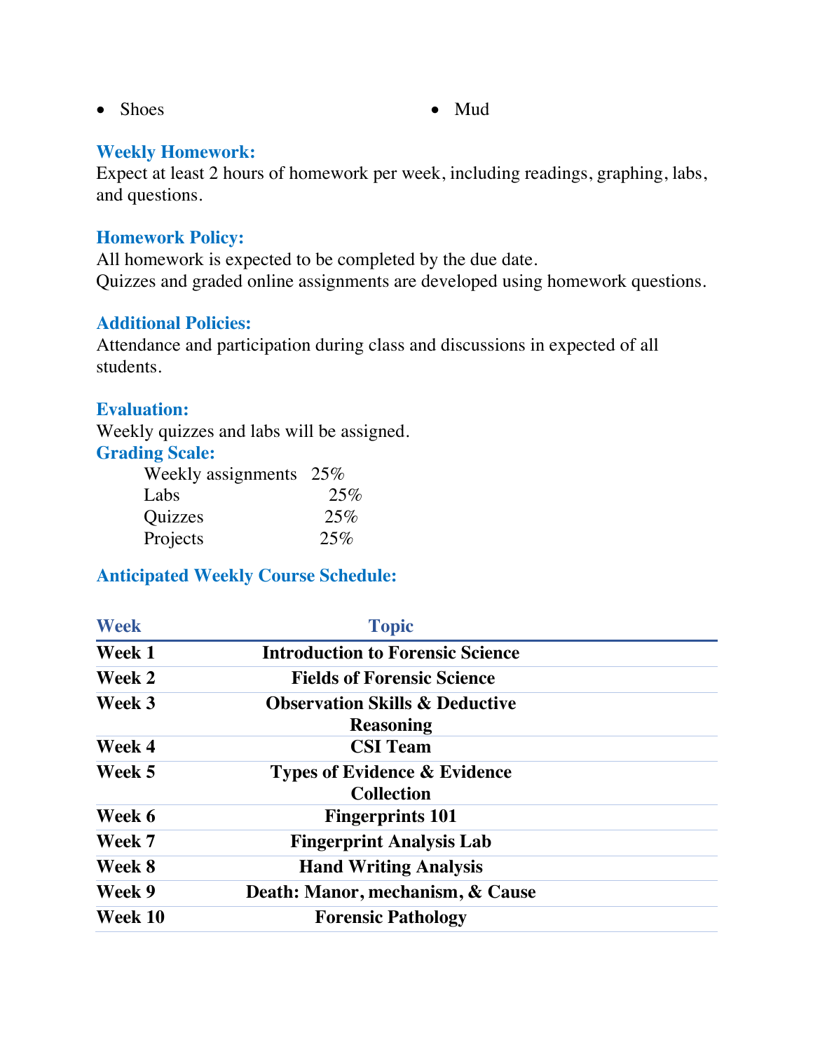- Shoes
- Mud

### Weekly Homework:

Expect at least 2 hours of homework per week, including readings, graphing, labs, and questions.

### Homework Policy:

All homework is expected to be completed by the due date.
Quizzes and graded online assignments are developed using homework questions.

### Additional Policies:

Attendance and participation during class and discussions in expected of all students.

### Evaluation:

Weekly quizzes and labs will be assigned.

### Grading Scale:

| | |
|---|---|
| Weekly assignments | 25% |
| Labs | 25% |
| Quizzes | 25% |
| Projects | 25% |

### Anticipated Weekly Course Schedule:

| Week | Topic |
|---|---|
| **Week 1** | **Introduction to Forensic Science** |
| **Week 2** | **Fields of Forensic Science** |
| **Week 3** | **Observation Skills & Deductive Reasoning** |
| **Week 4** | **CSI Team** |
| **Week 5** | **Types of Evidence & Evidence Collection** |
| **Week 6** | **Fingerprints 101** |
| **Week 7** | **Fingerprint Analysis Lab** |
| **Week 8** | **Hand Writing Analysis** |
| **Week 9** | **Death: Manor, mechanism, & Cause** |
| **Week 10** | **Forensic Pathology** |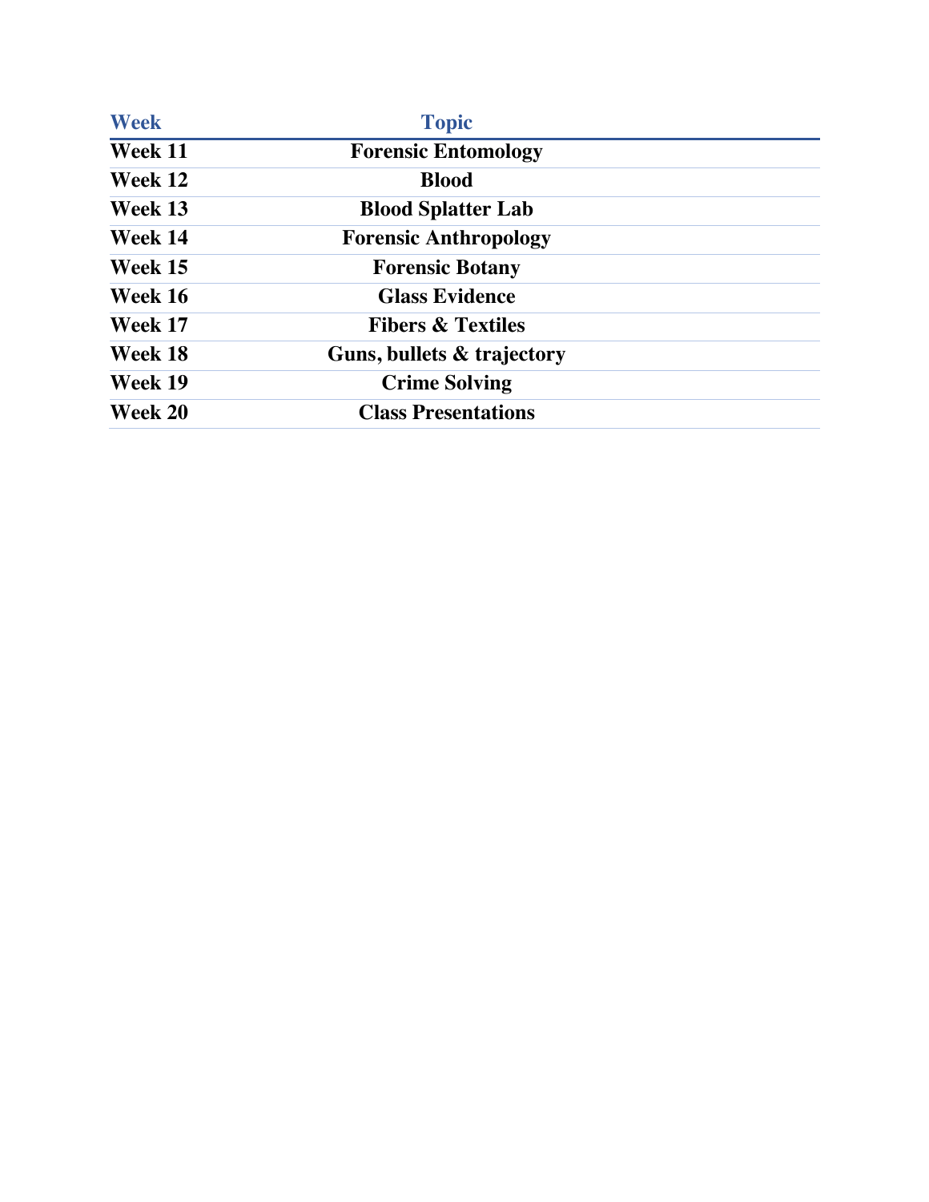| Week | Topic |
| --- | --- |
| **Week 11** | **Forensic Entomology** |
| **Week 12** | **Blood** |
| **Week 13** | **Blood Splatter Lab** |
| **Week 14** | **Forensic Anthropology** |
| **Week 15** | **Forensic Botany** |
| **Week 16** | **Glass Evidence** |
| **Week 17** | **Fibers & Textiles** |
| **Week 18** | **Guns, bullets & trajectory** |
| **Week 19** | **Crime Solving** |
| **Week 20** | **Class Presentations** |